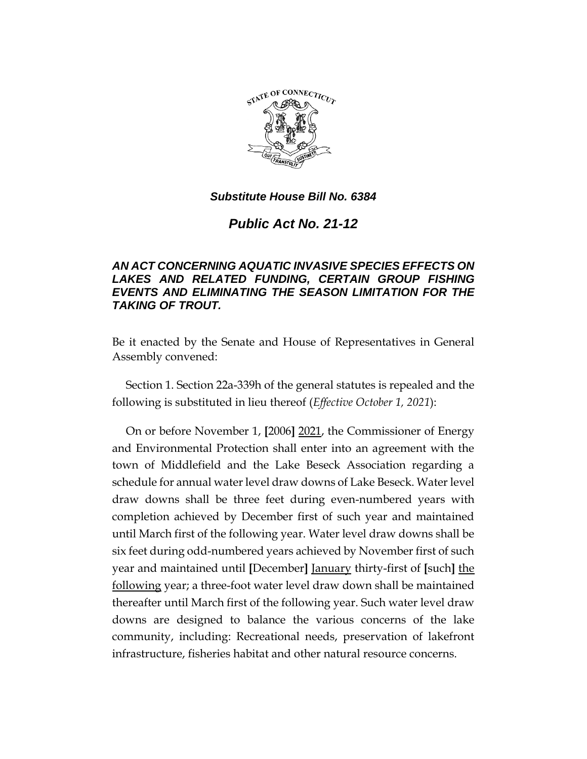*Substitute House Bill No. 6384*

# *Public Act No. 21-12*

## *AN ACT CONCERNING AQUATIC INVASIVE SPECIES EFFECTS ON LAKES AND RELATED FUNDING, CERTAIN GROUP FISHING EVENTS AND ELIMINATING THE SEASON LIMITATION FOR THE TAKING OF TROUT.*

Be it enacted by the Senate and House of Representatives in General Assembly convened:

Section 1. Section 22a-339h of the general statutes is repealed and the following is substituted in lieu thereof (*Effective October 1, 2021*):

On or before November 1, **[**2006**]** <u>2021</u>, the Commissioner of Energy and Environmental Protection shall enter into an agreement with the town of Middlefield and the Lake Beseck Association regarding a schedule for annual water level draw downs of Lake Beseck. Water level draw downs shall be three feet during even-numbered years with completion achieved by December first of such year and maintained until March first of the following year. Water level draw downs shall be six feet during odd-numbered years achieved by November first of such year and maintained until **[**December**]** <u>January</u> thirty-first of **[**such**]** <u>the following</u> year; a three-foot water level draw down shall be maintained thereafter until March first of the following year. Such water level draw downs are designed to balance the various concerns of the lake community, including: Recreational needs, preservation of lakefront infrastructure, fisheries habitat and other natural resource concerns.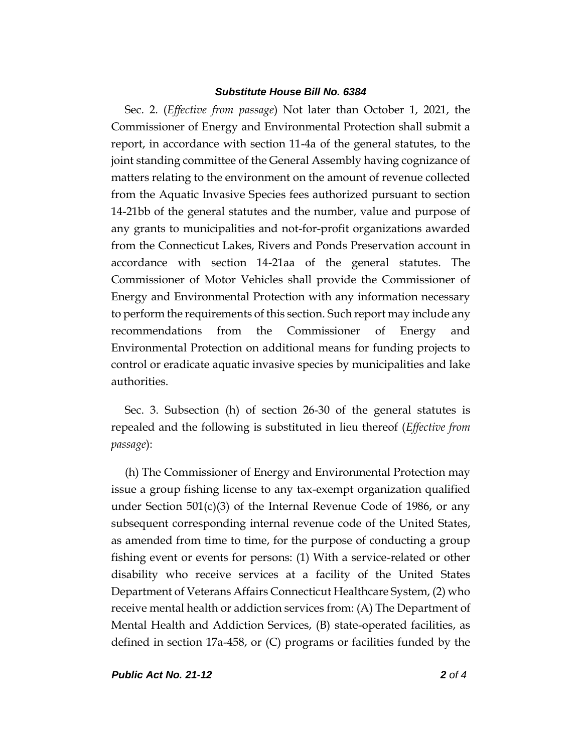Sec. 2. (*Effective from passage*) Not later than October 1, 2021, the Commissioner of Energy and Environmental Protection shall submit a report, in accordance with section 11-4a of the general statutes, to the joint standing committee of the General Assembly having cognizance of matters relating to the environment on the amount of revenue collected from the Aquatic Invasive Species fees authorized pursuant to section 14-21bb of the general statutes and the number, value and purpose of any grants to municipalities and not-for-profit organizations awarded from the Connecticut Lakes, Rivers and Ponds Preservation account in accordance with section 14-21aa of the general statutes. The Commissioner of Motor Vehicles shall provide the Commissioner of Energy and Environmental Protection with any information necessary to perform the requirements of this section. Such report may include any recommendations from the Commissioner of Energy and Environmental Protection on additional means for funding projects to control or eradicate aquatic invasive species by municipalities and lake authorities.

Sec. 3. Subsection (h) of section 26-30 of the general statutes is repealed and the following is substituted in lieu thereof (*Effective from passage*):

(h) The Commissioner of Energy and Environmental Protection may issue a group fishing license to any tax-exempt organization qualified under Section 501(c)(3) of the Internal Revenue Code of 1986, or any subsequent corresponding internal revenue code of the United States, as amended from time to time, for the purpose of conducting a group fishing event or events for persons: (1) With a service-related or other disability who receive services at a facility of the United States Department of Veterans Affairs Connecticut Healthcare System, (2) who receive mental health or addiction services from: (A) The Department of Mental Health and Addiction Services, (B) state-operated facilities, as defined in section 17a-458, or (C) programs or facilities funded by the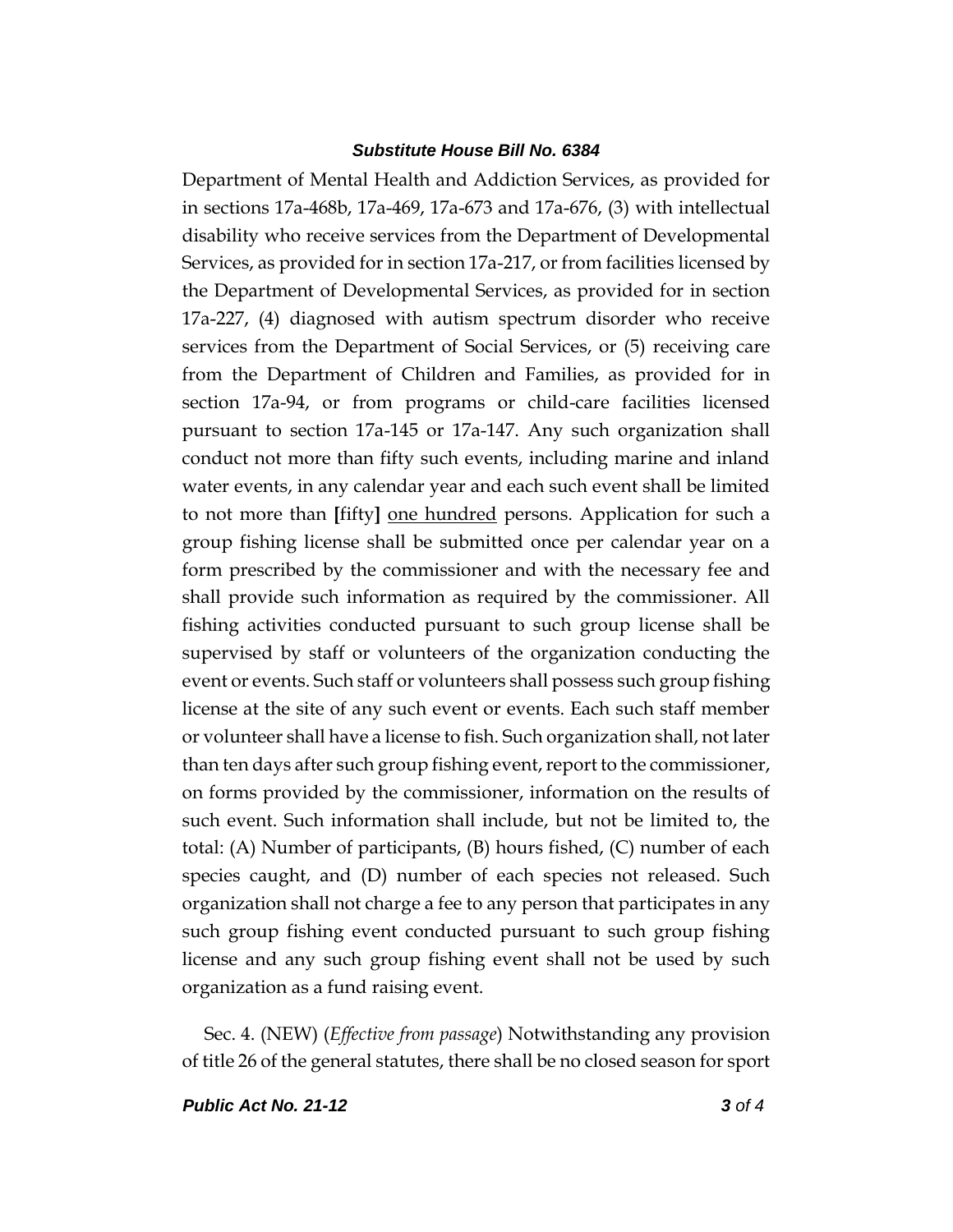Department of Mental Health and Addiction Services, as provided for in sections 17a-468b, 17a-469, 17a-673 and 17a-676, (3) with intellectual disability who receive services from the Department of Developmental Services, as provided for in section 17a-217, or from facilities licensed by the Department of Developmental Services, as provided for in section 17a-227, (4) diagnosed with autism spectrum disorder who receive services from the Department of Social Services, or (5) receiving care from the Department of Children and Families, as provided for in section 17a-94, or from programs or child-care facilities licensed pursuant to section 17a-145 or 17a-147. Any such organization shall conduct not more than fifty such events, including marine and inland water events, in any calendar year and each such event shall be limited to not more than **[**fifty**]** <u>one hundred</u> persons. Application for such a group fishing license shall be submitted once per calendar year on a form prescribed by the commissioner and with the necessary fee and shall provide such information as required by the commissioner. All fishing activities conducted pursuant to such group license shall be supervised by staff or volunteers of the organization conducting the event or events. Such staff or volunteers shall possess such group fishing license at the site of any such event or events. Each such staff member or volunteer shall have a license to fish. Such organization shall, not later than ten days after such group fishing event, report to the commissioner, on forms provided by the commissioner, information on the results of such event. Such information shall include, but not be limited to, the total: (A) Number of participants, (B) hours fished, (C) number of each species caught, and (D) number of each species not released. Such organization shall not charge a fee to any person that participates in any such group fishing event conducted pursuant to such group fishing license and any such group fishing event shall not be used by such organization as a fund raising event.

Sec. 4. (NEW) (*Effective from passage*) Notwithstanding any provision of title 26 of the general statutes, there shall be no closed season for sport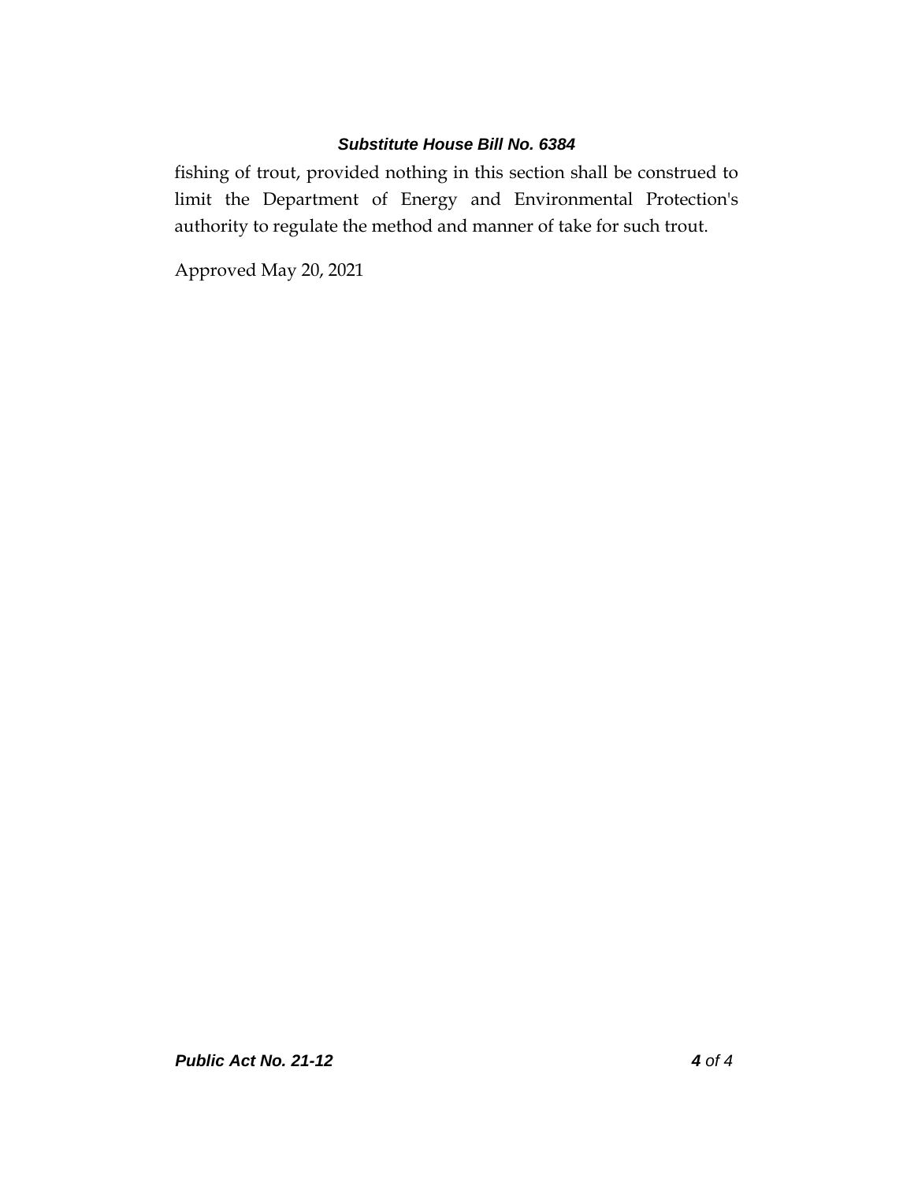fishing of trout, provided nothing in this section shall be construed to limit the Department of Energy and Environmental Protection's authority to regulate the method and manner of take for such trout.

Approved May 20, 2021